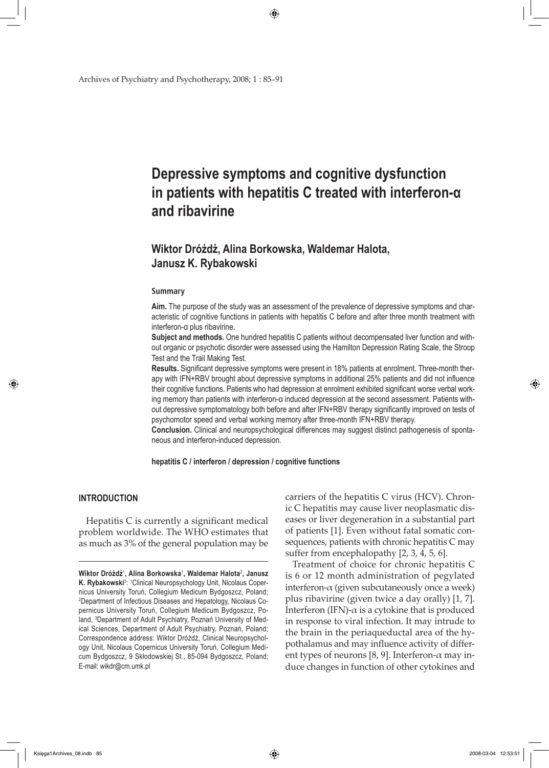# Depressive symptoms and cognitive dysfunction in patients with hepatitis C treated with interferon-α and ribavirine

## Wiktor Dróżdż, Alina Borkowska, Waldemar Halota, Janusz K. Rybakowski

### Summary

**Aim.** The purpose of the study was an assessment of the prevalence of depressive symptoms and characteristic of cognitive functions in patients with hepatitis C before and after three month treatment with interferon-α plus ribavirine.

**Subject and methods.** One hundred hepatitis C patients without decompensated liver function and without organic or psychotic disorder were assessed using the Hamilton Depression Rating Scale, the Stroop Test and the Trail Making Test.

**Results.** Significant depressive symptoms were present in 18% patients at enrolment. Three-month therapy with IFN+RBV brought about depressive symptoms in additional 25% patients and did not influence their cognitive functions. Patients who had depression at enrolment exhibited significant worse verbal working memory than patients with interferon-α induced depression at the second assessment. Patients without depressive symptomatology both before and after IFN+RBV therapy significantly improved on tests of psychomotor speed and verbal working memory after three-month IFN+RBV therapy.

**Conclusion.** Clinical and neuropsychological differences may suggest distinct pathogenesis of spontaneous and interferon-induced depression.

**hepatitis C / interferon / depression / cognitive functions**

## INTRODUCTION

Hepatitis C is currently a significant medical problem worldwide. The WHO estimates that as much as 3% of the general population may be carriers of the hepatitis C virus (HCV). Chronic C hepatitis may cause liver neoplasmatic diseases or liver degeneration in a substantial part of patients [1]. Even without fatal somatic consequences, patients with chronic hepatitis C may suffer from encephalopathy [2, 3, 4, 5, 6].

Treatment of choice for chronic hepatitis C is 6 or 12 month administration of pegylated interferon-$\alpha$ (given subcutaneously once a week) plus ribavirine (given twice a day orally) [1, 7]. Interferon (IFN)-$\alpha$ is a cytokine that is produced in response to viral infection. It may intrude to the brain in the periaqueductal area of the hypothalamus and may influence activity of different types of neurons [8, 9]. Interferon-$\alpha$ may induce changes in function of other cytokines and

---

**Wiktor Dróżdż**[1], **Alina Borkowska**[1], **Waldemar Halota**[2], **Janusz K. Rybakowski**[3]: [1]Clinical Neuropsychology Unit, Nicolaus Copernicus University Toruń, Collegium Medicum Bydgoszcz, Poland; [2]Department of Infectious Diseases and Hepatology, Nicolaus Copernicus University Toruń, Collegium Medicum Bydgoszcz, Poland, [3]Department of Adult Psychiatry, Poznań University of Medical Sciences, Department of Adult Psychiatry, Poznań, Poland; Correspondence address: Wiktor Dróżdż, Clinical Neuropsychology Unit, Nicolaus Copernicus University Toruń, Collegium Medicum Bydgoszcz, 9 Skłodowskiej St., 85-094 Bydgoszcz, Poland; E-mail: wikdr@cm.umk.pl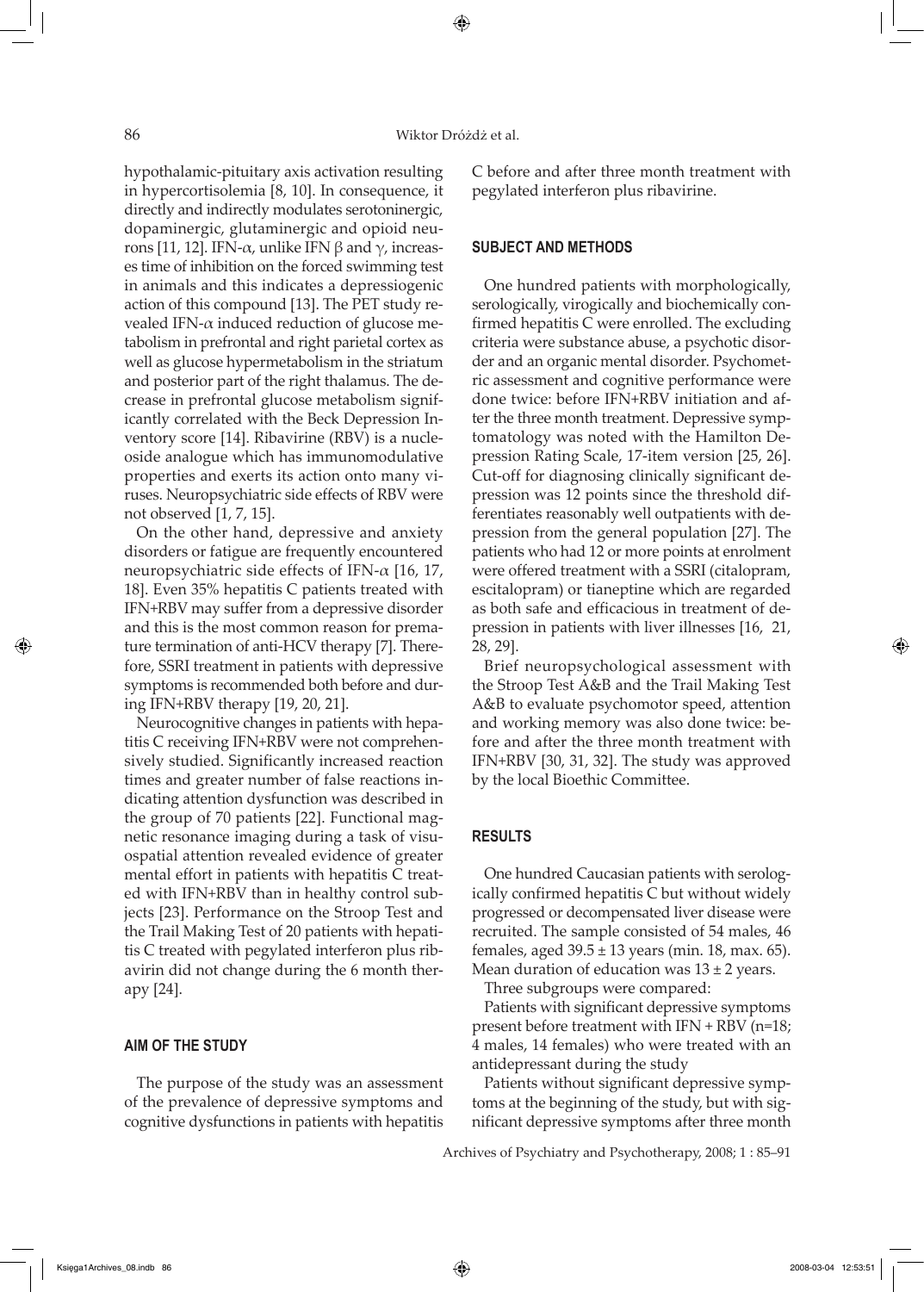hypothalamic-pituitary axis activation resulting in hypercortisolemia [8, 10]. In consequence, it directly and indirectly modulates serotoninergic, dopaminergic, glutaminergic and opioid neurons [11, 12]. IFN-$\alpha$, unlike IFN $\beta$ and $\gamma$, increases time of inhibition on the forced swimming test in animals and this indicates a depressiogenic action of this compound [13]. The PET study revealed IFN-$\alpha$ induced reduction of glucose metabolism in prefrontal and right parietal cortex as well as glucose hypermetabolism in the striatum and posterior part of the right thalamus. The decrease in prefrontal glucose metabolism significantly correlated with the Beck Depression Inventory score [14]. Ribavirine (RBV) is a nucleoside analogue which has immunomodulative properties and exerts its action onto many viruses. Neuropsychiatric side effects of RBV were not observed [1, 7, 15].

On the other hand, depressive and anxiety disorders or fatigue are frequently encountered neuropsychiatric side effects of IFN-$\alpha$ [16, 17, 18]. Even 35% hepatitis C patients treated with IFN+RBV may suffer from a depressive disorder and this is the most common reason for premature termination of anti-HCV therapy [7]. Therefore, SSRI treatment in patients with depressive symptoms is recommended both before and during IFN+RBV therapy [19, 20, 21].

Neurocognitive changes in patients with hepatitis C receiving IFN+RBV were not comprehensively studied. Significantly increased reaction times and greater number of false reactions indicating attention dysfunction was described in the group of 70 patients [22]. Functional magnetic resonance imaging during a task of visuospatial attention revealed evidence of greater mental effort in patients with hepatitis C treated with IFN+RBV than in healthy control subjects [23]. Performance on the Stroop Test and the Trail Making Test of 20 patients with hepatitis C treated with pegylated interferon plus ribavirin did not change during the 6 month therapy [24].

## AIM OF THE STUDY

The purpose of the study was an assessment of the prevalence of depressive symptoms and cognitive dysfunctions in patients with hepatitis C before and after three month treatment with pegylated interferon plus ribavirine.

## SUBJECT AND METHODS

One hundred patients with morphologically, serologically, virogically and biochemically confirmed hepatitis C were enrolled. The excluding criteria were substance abuse, a psychotic disorder and an organic mental disorder. Psychometric assessment and cognitive performance were done twice: before IFN+RBV initiation and after the three month treatment. Depressive symptomatology was noted with the Hamilton Depression Rating Scale, 17-item version [25, 26]. Cut-off for diagnosing clinically significant depression was 12 points since the threshold differentiates reasonably well outpatients with depression from the general population [27]. The patients who had 12 or more points at enrolment were offered treatment with a SSRI (citalopram, escitalopram) or tianeptine which are regarded as both safe and efficacious in treatment of depression in patients with liver illnesses [16, 21, 28, 29].

Brief neuropsychological assessment with the Stroop Test A&B and the Trail Making Test A&B to evaluate psychomotor speed, attention and working memory was also done twice: before and after the three month treatment with IFN+RBV [30, 31, 32]. The study was approved by the local Bioethic Committee.

## RESULTS

One hundred Caucasian patients with serologically confirmed hepatitis C but without widely progressed or decompensated liver disease were recruited. The sample consisted of 54 males, 46 females, aged $39.5 \pm 13$ years (min. 18, max. 65). Mean duration of education was $13 \pm 2$ years.

Three subgroups were compared:

Patients with significant depressive symptoms present before treatment with IFN + RBV (n=18; 4 males, 14 females) who were treated with an antidepressant during the study

Patients without significant depressive symptoms at the beginning of the study, but with significant depressive symptoms after three month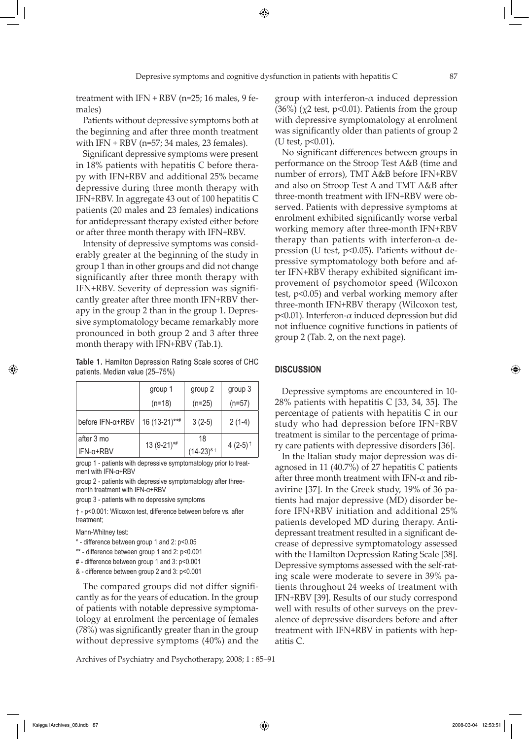treatment with IFN + RBV (n=25; 16 males, 9 females)

Patients without depressive symptoms both at the beginning and after three month treatment with IFN + RBV (n=57; 34 males, 23 females).

Significant depressive symptoms were present in 18% patients with hepatitis C before therapy with IFN+RBV and additional 25% became depressive during three month therapy with IFN+RBV. In aggregate 43 out of 100 hepatitis C patients (20 males and 23 females) indications for antidepressant therapy existed either before or after three month therapy with IFN+RBV.

Intensity of depressive symptoms was considerably greater at the beginning of the study in group 1 than in other groups and did not change significantly after three month therapy with IFN+RBV. Severity of depression was significantly greater after three month IFN+RBV therapy in the group 2 than in the group 1. Depressive symptomatology became remarkably more pronounced in both group 2 and 3 after three month therapy with IFN+RBV (Tab.1).

**Table 1.** Hamilton Depression Rating Scale scores of CHC patients. Median value (25–75%)

| | group 1 (n=18) | group 2 (n=25) | group 3 (n=57) |
|---|---|---|---|
| before IFN-α+RBV | 16 (13-21)**# | 3 (2-5) | 2 (1-4) |
| after 3 mo IFN-α+RBV | 13 (9-21)*# | 18 (14-23)&† | 4 (2-5)† |

group 1 - patients with depressive symptomatology prior to treatment with IFN-α+RBV

group 2 - patients with depressive symptomatology after three-month treatment with IFN-α+RBV

group 3 - patients with no depressive symptoms

† - p<0.001: Wilcoxon test, difference between before vs. after treatment;

Mann-Whitney test:

* - difference between group 1 and 2: p<0.05

** - difference between group 1 and 2: p<0.001

# - difference between group 1 and 3: p<0.001

& - difference between group 2 and 3: p<0.001

The compared groups did not differ significantly as for the years of education. In the group of patients with notable depressive symptomatology at enrolment the percentage of females (78%) was significantly greater than in the group without depressive symptoms (40%) and the group with interferon-α induced depression (36%) ($\chi^2$ test, p<0.01). Patients from the group with depressive symptomatology at enrolment was significantly older than patients of group 2 (U test, p<0.01).

No significant differences between groups in performance on the Stroop Test A&B (time and number of errors), TMT A&B before IFN+RBV and also on Stroop Test A and TMT A&B after three-month treatment with IFN+RBV were observed. Patients with depressive symptoms at enrolment exhibited significantly worse verbal working memory after three-month IFN+RBV therapy than patients with interferon-α depression (U test, p<0.05). Patients without depressive symptomatology both before and after IFN+RBV therapy exhibited significant improvement of psychomotor speed (Wilcoxon test, p<0.05) and verbal working memory after three-month IFN+RBV therapy (Wilcoxon test, p<0.01). Interferon-α induced depression but did not influence cognitive functions in patients of group 2 (Tab. 2, on the next page).

## DISCUSSION

Depressive symptoms are encountered in 10-28% patients with hepatitis C [33, 34, 35]. The percentage of patients with hepatitis C in our study who had depression before IFN+RBV treatment is similar to the percentage of primary care patients with depressive disorders [36].

In the Italian study major depression was diagnosed in 11 (40.7%) of 27 hepatitis C patients after three month treatment with IFN-α and ribavirine [37]. In the Greek study, 19% of 36 patients had major depressive (MD) disorder before IFN+RBV initiation and additional 25% patients developed MD during therapy. Antidepressant treatment resulted in a significant decrease of depressive symptomatology assessed with the Hamilton Depression Rating Scale [38]. Depressive symptoms assessed with the self-rating scale were moderate to severe in 39% patients throughout 24 weeks of treatment with IFN+RBV [39]. Results of our study correspond well with results of other surveys on the prevalence of depressive disorders before and after treatment with IFN+RBV in patients with hepatitis C.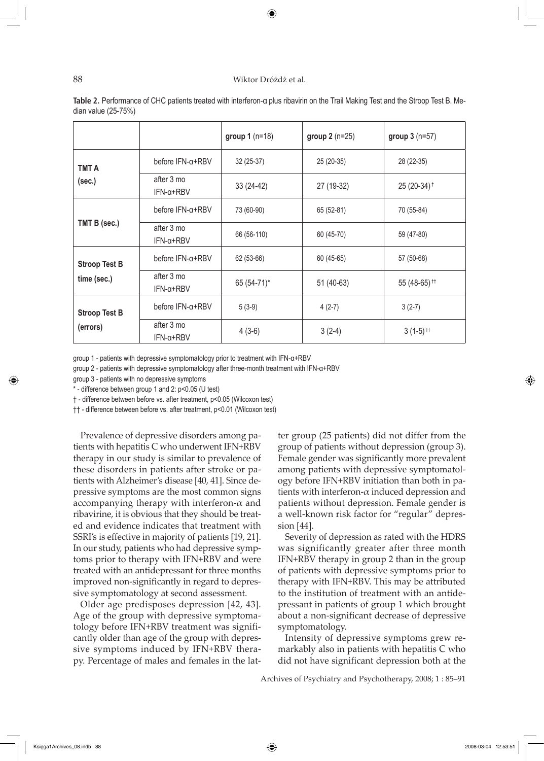**Table 2.** Performance of CHC patients treated with interferon-α plus ribavirin on the Trail Making Test and the Stroop Test B. Median value (25-75%)

| | | **group 1** (n=18) | **group 2** (n=25) | **group 3** (n=57) |
|---|---|---|---|---|
| **TMT A (sec.)** | before IFN-α+RBV | 32 (25-37) | 25 (20-35) | 28 (22-35) |
| | after 3 mo IFN-α+RBV | 33 (24-42) | 27 (19-32) | 25 (20-34) † |
| **TMT B (sec.)** | before IFN-α+RBV | 73 (60-90) | 65 (52-81) | 70 (55-84) |
| | after 3 mo IFN-α+RBV | 66 (56-110) | 60 (45-70) | 59 (47-80) |
| **Stroop Test B time (sec.)** | before IFN-α+RBV | 62 (53-66) | 60 (45-65) | 57 (50-68) |
| | after 3 mo IFN-α+RBV | 65 (54-71)* | 51 (40-63) | 55 (48-65) †† |
| **Stroop Test B (errors)** | before IFN-α+RBV | 5 (3-9) | 4 (2-7) | 3 (2-7) |
| | after 3 mo IFN-α+RBV | 4 (3-6) | 3 (2-4) | 3 (1-5) †† |

group 1 - patients with depressive symptomatology prior to treatment with IFN-α+RBV

group 2 - patients with depressive symptomatology after three-month treatment with IFN-α+RBV

group 3 - patients with no depressive symptoms

* - difference between group 1 and 2: $p<0.05$ (U test)

† - difference between before vs. after treatment, $p<0.05$ (Wilcoxon test)

†† - difference between before vs. after treatment, $p<0.01$ (Wilcoxon test)

Prevalence of depressive disorders among patients with hepatitis C who underwent IFN+RBV therapy in our study is similar to prevalence of these disorders in patients after stroke or patients with Alzheimer's disease [40, 41]. Since depressive symptoms are the most common signs accompanying therapy with interferon-α and ribavirine, it is obvious that they should be treated and evidence indicates that treatment with SSRI's is effective in majority of patients [19, 21]. In our study, patients who had depressive symptoms prior to therapy with IFN+RBV and were treated with an antidepressant for three months improved non-significantly in regard to depressive symptomatology at second assessment.

Older age predisposes depression [42, 43]. Age of the group with depressive symptomatology before IFN+RBV treatment was significantly older than age of the group with depressive symptoms induced by IFN+RBV therapy. Percentage of males and females in the latter group (25 patients) did not differ from the group of patients without depression (group 3). Female gender was significantly more prevalent among patients with depressive symptomatology before IFN+RBV initiation than both in patients with interferon-α induced depression and patients without depression. Female gender is a well-known risk factor for "regular" depression [44].

Severity of depression as rated with the HDRS was significantly greater after three month IFN+RBV therapy in group 2 than in the group of patients with depressive symptoms prior to therapy with IFN+RBV. This may be attributed to the institution of treatment with an antidepressant in patients of group 1 which brought about a non-significant decrease of depressive symptomatology.

Intensity of depressive symptoms grew remarkably also in patients with hepatitis C who did not have significant depression both at the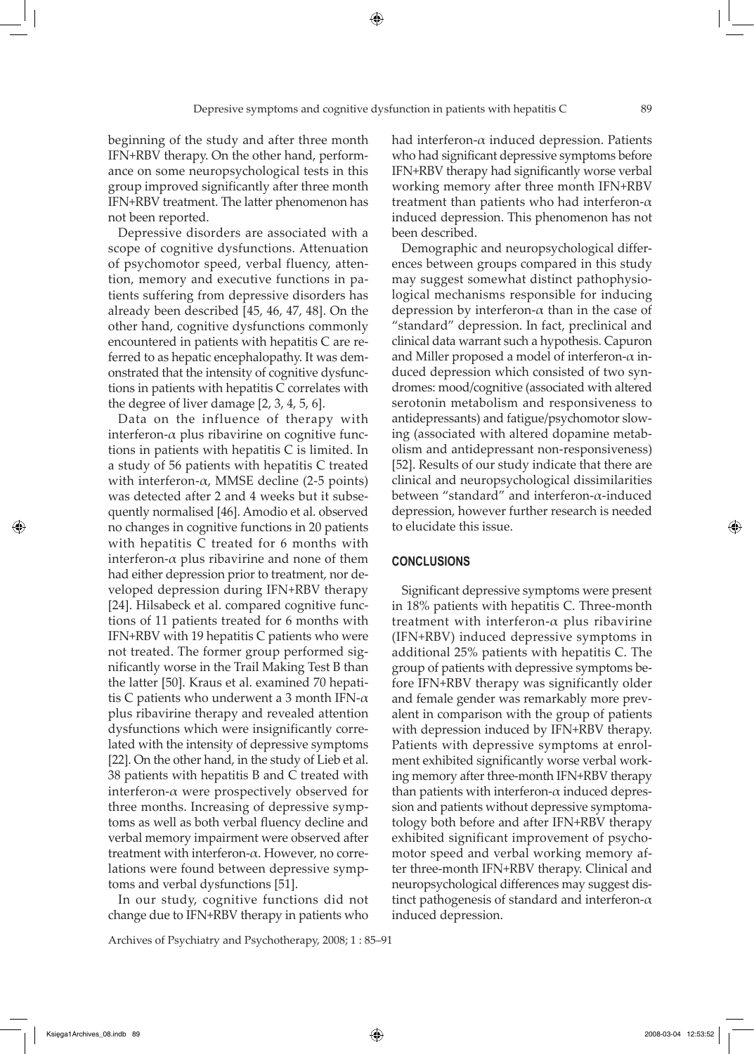beginning of the study and after three month IFN+RBV therapy. On the other hand, performance on some neuropsychological tests in this group improved significantly after three month IFN+RBV treatment. The latter phenomenon has not been reported.

Depressive disorders are associated with a scope of cognitive dysfunctions. Attenuation of psychomotor speed, verbal fluency, attention, memory and executive functions in patients suffering from depressive disorders has already been described [45, 46, 47, 48]. On the other hand, cognitive dysfunctions commonly encountered in patients with hepatitis C are referred to as hepatic encephalopathy. It was demonstrated that the intensity of cognitive dysfunctions in patients with hepatitis C correlates with the degree of liver damage [2, 3, 4, 5, 6].

Data on the influence of therapy with interferon-$\alpha$ plus ribavirine on cognitive functions in patients with hepatitis C is limited. In a study of 56 patients with hepatitis C treated with interferon-$\alpha$, MMSE decline (2-5 points) was detected after 2 and 4 weeks but it subsequently normalised [46]. Amodio et al. observed no changes in cognitive functions in 20 patients with hepatitis C treated for 6 months with interferon-$\alpha$ plus ribavirine and none of them had either depression prior to treatment, nor developed depression during IFN+RBV therapy [24]. Hilsabeck et al. compared cognitive functions of 11 patients treated for 6 months with IFN+RBV with 19 hepatitis C patients who were not treated. The former group performed significantly worse in the Trail Making Test B than the latter [50]. Kraus et al. examined 70 hepatitis C patients who underwent a 3 month IFN-$\alpha$ plus ribavirine therapy and revealed attention dysfunctions which were insignificantly correlated with the intensity of depressive symptoms [22]. On the other hand, in the study of Lieb et al. 38 patients with hepatitis B and C treated with interferon-$\alpha$ were prospectively observed for three months. Increasing of depressive symptoms as well as both verbal fluency decline and verbal memory impairment were observed after treatment with interferon-$\alpha$. However, no correlations were found between depressive symptoms and verbal dysfunctions [51].

In our study, cognitive functions did not change due to IFN+RBV therapy in patients who had interferon-$\alpha$ induced depression. Patients who had significant depressive symptoms before IFN+RBV therapy had significantly worse verbal working memory after three month IFN+RBV treatment than patients who had interferon-$\alpha$ induced depression. This phenomenon has not been described.

Demographic and neuropsychological differences between groups compared in this study may suggest somewhat distinct pathophysiological mechanisms responsible for inducing depression by interferon-$\alpha$ than in the case of "standard" depression. In fact, preclinical and clinical data warrant such a hypothesis. Capuron and Miller proposed a model of interferon-$\alpha$ induced depression which consisted of two syndromes: mood/cognitive (associated with altered serotonin metabolism and responsiveness to antidepressants) and fatigue/psychomotor slowing (associated with altered dopamine metabolism and antidepressant non-responsiveness) [52]. Results of our study indicate that there are clinical and neuropsychological dissimilarities between "standard" and interferon-$\alpha$-induced depression, however further research is needed to elucidate this issue.

## CONCLUSIONS

Significant depressive symptoms were present in 18% patients with hepatitis C. Three-month treatment with interferon-$\alpha$ plus ribavirine (IFN+RBV) induced depressive symptoms in additional 25% patients with hepatitis C. The group of patients with depressive symptoms before IFN+RBV therapy was significantly older and female gender was remarkably more prevalent in comparison with the group of patients with depression induced by IFN+RBV therapy. Patients with depressive symptoms at enrolment exhibited significantly worse verbal working memory after three-month IFN+RBV therapy than patients with interferon-$\alpha$ induced depression and patients without depressive symptomatology both before and after IFN+RBV therapy exhibited significant improvement of psychomotor speed and verbal working memory after three-month IFN+RBV therapy. Clinical and neuropsychological differences may suggest distinct pathogenesis of standard and interferon-$\alpha$ induced depression.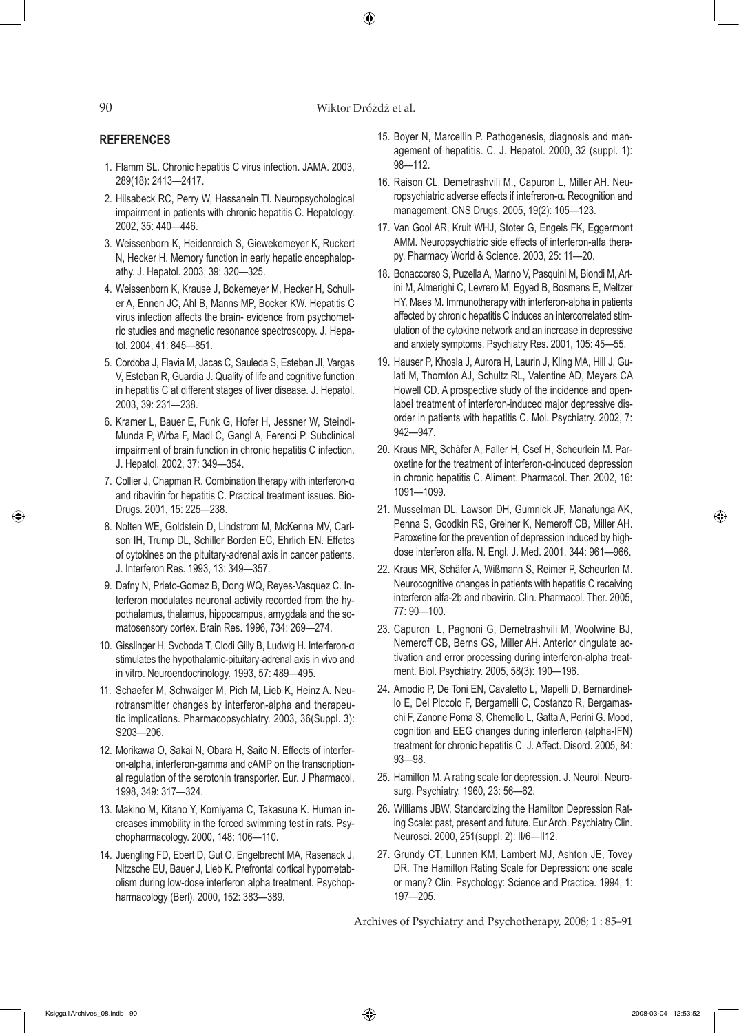## REFERENCES

1. Flamm SL. Chronic hepatitis C virus infection. JAMA. 2003, 289(18): 2413—2417.
2. Hilsabeck RC, Perry W, Hassanein TI. Neuropsychological impairment in patients with chronic hepatitis C. Hepatology. 2002, 35: 440—446.
3. Weissenborn K, Heidenreich S, Giewekemeyer K, Ruckert N, Hecker H. Memory function in early hepatic encephalopathy. J. Hepatol. 2003, 39: 320—325.
4. Weissenborn K, Krause J, Bokemeyer M, Hecker H, Schuller A, Ennen JC, Ahl B, Manns MP, Bocker KW. Hepatitis C virus infection affects the brain- evidence from psychometric studies and magnetic resonance spectroscopy. J. Hepatol. 2004, 41: 845—851.
5. Cordoba J, Flavia M, Jacas C, Sauleda S, Esteban JI, Vargas V, Esteban R, Guardia J. Quality of life and cognitive function in hepatitis C at different stages of liver disease. J. Hepatol. 2003, 39: 231—238.
6. Kramer L, Bauer E, Funk G, Hofer H, Jessner W, Steindl-Munda P, Wrba F, Madl C, Gangl A, Ferenci P. Subclinical impairment of brain function in chronic hepatitis C infection. J. Hepatol. 2002, 37: 349—354.
7. Collier J, Chapman R. Combination therapy with interferon-α and ribavirin for hepatitis C. Practical treatment issues. BioDrugs. 2001, 15: 225—238.
8. Nolten WE, Goldstein D, Lindstrom M, McKenna MV, Carlson IH, Trump DL, Schiller Borden EC, Ehrlich EN. Effetcs of cytokines on the pituitary-adrenal axis in cancer patients. J. Interferon Res. 1993, 13: 349—357.
9. Dafny N, Prieto-Gomez B, Dong WQ, Reyes-Vasquez C. Interferon modulates neuronal activity recorded from the hypothalamus, thalamus, hippocampus, amygdala and the somatosensory cortex. Brain Res. 1996, 734: 269—274.
10. Gisslinger H, Svoboda T, Clodi Gilly B, Ludwig H. Interferon-α stimulates the hypothalamic-pituitary-adrenal axis in vivo and in vitro. Neuroendocrinology. 1993, 57: 489—495.
11. Schaefer M, Schwaiger M, Pich M, Lieb K, Heinz A. Neurotransmitter changes by interferon-alpha and therapeutic implications. Pharmacopsychiatry. 2003, 36(Suppl. 3): S203—206.
12. Morikawa O, Sakai N, Obara H, Saito N. Effects of interferon-alpha, interferon-gamma and cAMP on the transcriptional regulation of the serotonin transporter. Eur. J Pharmacol. 1998, 349: 317—324.
13. Makino M, Kitano Y, Komiyama C, Takasuna K. Human increases immobility in the forced swimming test in rats. Psychopharmacology. 2000, 148: 106—110.
14. Juengling FD, Ebert D, Gut O, Engelbrecht MA, Rasenack J, Nitzsche EU, Bauer J, Lieb K. Prefrontal cortical hypometabolism during low-dose interferon alpha treatment. Psychopharmacology (Berl). 2000, 152: 383—389.
15. Boyer N, Marcellin P. Pathogenesis, diagnosis and management of hepatitis. C. J. Hepatol. 2000, 32 (suppl. 1): 98—112.
16. Raison CL, Demetrashvili M., Capuron L, Miller AH. Neuropsychiatric adverse effects if intefreron-α. Recognition and management. CNS Drugs. 2005, 19(2): 105—123.
17. Van Gool AR, Kruit WHJ, Stoter G, Engels FK, Eggermont AMM. Neuropsychiatric side effects of interferon-alfa therapy. Pharmacy World & Science. 2003, 25: 11—20.
18. Bonaccorso S, Puzella A, Marino V, Pasquini M, Biondi M, Artini M, Almerighi C, Levrero M, Egyed B, Bosmans E, Meltzer HY, Maes M. Immunotherapy with interferon-alpha in patients affected by chronic hepatitis C induces an intercorrelated stimulation of the cytokine network and an increase in depressive and anxiety symptoms. Psychiatry Res. 2001, 105: 45—55.
19. Hauser P, Khosla J, Aurora H, Laurin J, Kling MA, Hill J, Gulati M, Thornton AJ, Schultz RL, Valentine AD, Meyers CA Howell CD. A prospective study of the incidence and open-label treatment of interferon-induced major depressive disorder in patients with hepatitis C. Mol. Psychiatry. 2002, 7: 942—947.
20. Kraus MR, Schäfer A, Faller H, Csef H, Scheurlein M. Paroxetine for the treatment of interferon-α-induced depression in chronic hepatitis C. Aliment. Pharmacol. Ther. 2002, 16: 1091—1099.
21. Musselman DL, Lawson DH, Gumnick JF, Manatunga AK, Penna S, Goodkin RS, Greiner K, Nemeroff CB, Miller AH. Paroxetine for the prevention of depression induced by high-dose interferon alfa. N. Engl. J. Med. 2001, 344: 961—966.
22. Kraus MR, Schäfer A, Wißmann S, Reimer P, Scheurlen M. Neurocognitive changes in patients with hepatitis C receiving interferon alfa-2b and ribavirin. Clin. Pharmacol. Ther. 2005, 77: 90—100.
23. Capuron L, Pagnoni G, Demetrashvili M, Woolwine BJ, Nemeroff CB, Berns GS, Miller AH. Anterior cingulate activation and error processing during interferon-alpha treatment. Biol. Psychiatry. 2005, 58(3): 190—196.
24. Amodio P, De Toni EN, Cavaletto L, Mapelli D, Bernardinello E, Del Piccolo F, Bergamelli C, Costanzo R, Bergamaschi F, Zanone Poma S, Chemello L, Gatta A, Perini G. Mood, cognition and EEG changes during interferon (alpha-IFN) treatment for chronic hepatitis C. J. Affect. Disord. 2005, 84: 93—98.
25. Hamilton M. A rating scale for depression. J. Neurol. Neurosurg. Psychiatry. 1960, 23: 56—62.
26. Williams JBW. Standardizing the Hamilton Depression Rating Scale: past, present and future. Eur Arch. Psychiatry Clin. Neurosci. 2000, 251(suppl. 2): II/6—II12.
27. Grundy CT, Lunnen KM, Lambert MJ, Ashton JE, Tovey DR. The Hamilton Rating Scale for Depression: one scale or many? Clin. Psychology: Science and Practice. 1994, 1: 197—205.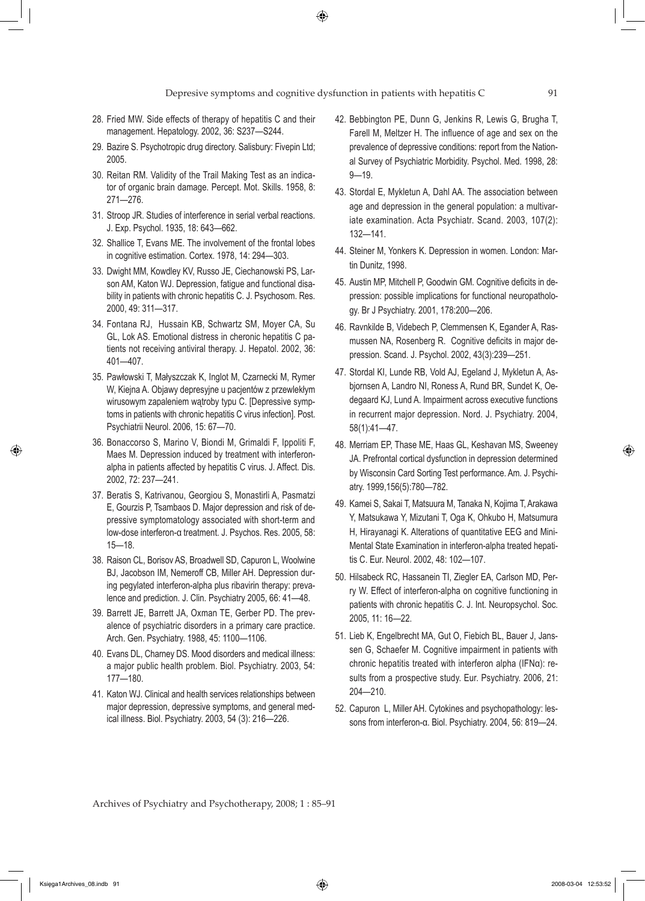28. Fried MW. Side effects of therapy of hepatitis C and their management. Hepatology. 2002, 36: S237—S244.
29. Bazire S. Psychotropic drug directory. Salisbury: Fivepin Ltd; 2005.
30. Reitan RM. Validity of the Trail Making Test as an indicator of organic brain damage. Percept. Mot. Skills. 1958, 8: 271—276.
31. Stroop JR. Studies of interference in serial verbal reactions. J. Exp. Psychol. 1935, 18: 643—662.
32. Shallice T, Evans ME. The involvement of the frontal lobes in cognitive estimation. Cortex. 1978, 14: 294—303.
33. Dwight MM, Kowdley KV, Russo JE, Ciechanowski PS, Larson AM, Katon WJ. Depression, fatigue and functional disability in patients with chronic hepatitis C. J. Psychosom. Res. 2000, 49: 311—317.
34. Fontana RJ, Hussain KB, Schwartz SM, Moyer CA, Su GL, Lok AS. Emotional distress in cheronic hepatitis C patients not receiving antiviral therapy. J. Hepatol. 2002, 36: 401—407.
35. Pawłowski T, Małyszczak K, Inglot M, Czarnecki M, Rymer W, Kiejna A. Objawy depresyjne u pacjentów z przewlekłym wirusowym zapaleniem wątroby typu C. [Depressive symptoms in patients with chronic hepatitis C virus infection]. Post. Psychiatrii Neurol. 2006, 15: 67—70.
36. Bonaccorso S, Marino V, Biondi M, Grimaldi F, Ippoliti F, Maes M. Depression induced by treatment with interferon-alpha in patients affected by hepatitis C virus. J. Affect. Dis. 2002, 72: 237—241.
37. Beratis S, Katrivanou, Georgiou S, Monastirli A, Pasmatzi E, Gourzis P, Tsambaos D. Major depression and risk of depressive symptomatology associated with short-term and low-dose interferon-α treatment. J. Psychos. Res. 2005, 58: 15—18.
38. Raison CL, Borisov AS, Broadwell SD, Capuron L, Woolwine BJ, Jacobson IM, Nemeroff CB, Miller AH. Depression during pegylated interferon-alpha plus ribavirin therapy: prevalence and prediction. J. Clin. Psychiatry 2005, 66: 41—48.
39. Barrett JE, Barrett JA, Oxman TE, Gerber PD. The prevalence of psychiatric disorders in a primary care practice. Arch. Gen. Psychiatry. 1988, 45: 1100—1106.
40. Evans DL, Charney DS. Mood disorders and medical illness: a major public health problem. Biol. Psychiatry. 2003, 54: 177—180.
41. Katon WJ. Clinical and health services relationships between major depression, depressive symptoms, and general medical illness. Biol. Psychiatry. 2003, 54 (3): 216—226.
42. Bebbington PE, Dunn G, Jenkins R, Lewis G, Brugha T, Farell M, Meltzer H. The influence of age and sex on the prevalence of depressive conditions: report from the National Survey of Psychiatric Morbidity. Psychol. Med. 1998, 28: 9—19.
43. Stordal E, Mykletun A, Dahl AA. The association between age and depression in the general population: a multivariate examination. Acta Psychiatr. Scand. 2003, 107(2): 132—141.
44. Steiner M, Yonkers K. Depression in women. London: Martin Dunitz, 1998.
45. Austin MP, Mitchell P, Goodwin GM. Cognitive deficits in depression: possible implications for functional neuropathology. Br J Psychiatry. 2001, 178:200—206.
46. Ravnkilde B, Videbech P, Clemmensen K, Egander A, Rasmussen NA, Rosenberg R. Cognitive deficits in major depression. Scand. J. Psychol. 2002, 43(3):239—251.
47. Stordal KI, Lunde RB, Vold AJ, Egeland J, Mykletun A, Asbjornsen A, Landro NI, Roness A, Rund BR, Sundet K, Oedegaard KJ, Lund A. Impairment across executive functions in recurrent major depression. Nord. J. Psychiatry. 2004, 58(1):41—47.
48. Merriam EP, Thase ME, Haas GL, Keshavan MS, Sweeney JA. Prefrontal cortical dysfunction in depression determined by Wisconsin Card Sorting Test performance. Am. J. Psychiatry. 1999,156(5):780—782.
49. Kamei S, Sakai T, Matsuura M, Tanaka N, Kojima T, Arakawa Y, Matsukawa Y, Mizutani T, Oga K, Ohkubo H, Matsumura H, Hirayanagi K. Alterations of quantitative EEG and Mini-Mental State Examination in interferon-alpha treated hepatitis C. Eur. Neurol. 2002, 48: 102—107.
50. Hilsabeck RC, Hassanein TI, Ziegler EA, Carlson MD, Perry W. Effect of interferon-alpha on cognitive functioning in patients with chronic hepatitis C. J. Int. Neuropsychol. Soc. 2005, 11: 16—22.
51. Lieb K, Engelbrecht MA, Gut O, Fiebich BL, Bauer J, Janssen G, Schaefer M. Cognitive impairment in patients with chronic hepatitis treated with interferon alpha (IFNα): results from a prospective study. Eur. Psychiatry. 2006, 21: 204—210.
52. Capuron L, Miller AH. Cytokines and psychopathology: lessons from interferon-α. Biol. Psychiatry. 2004, 56: 819—24.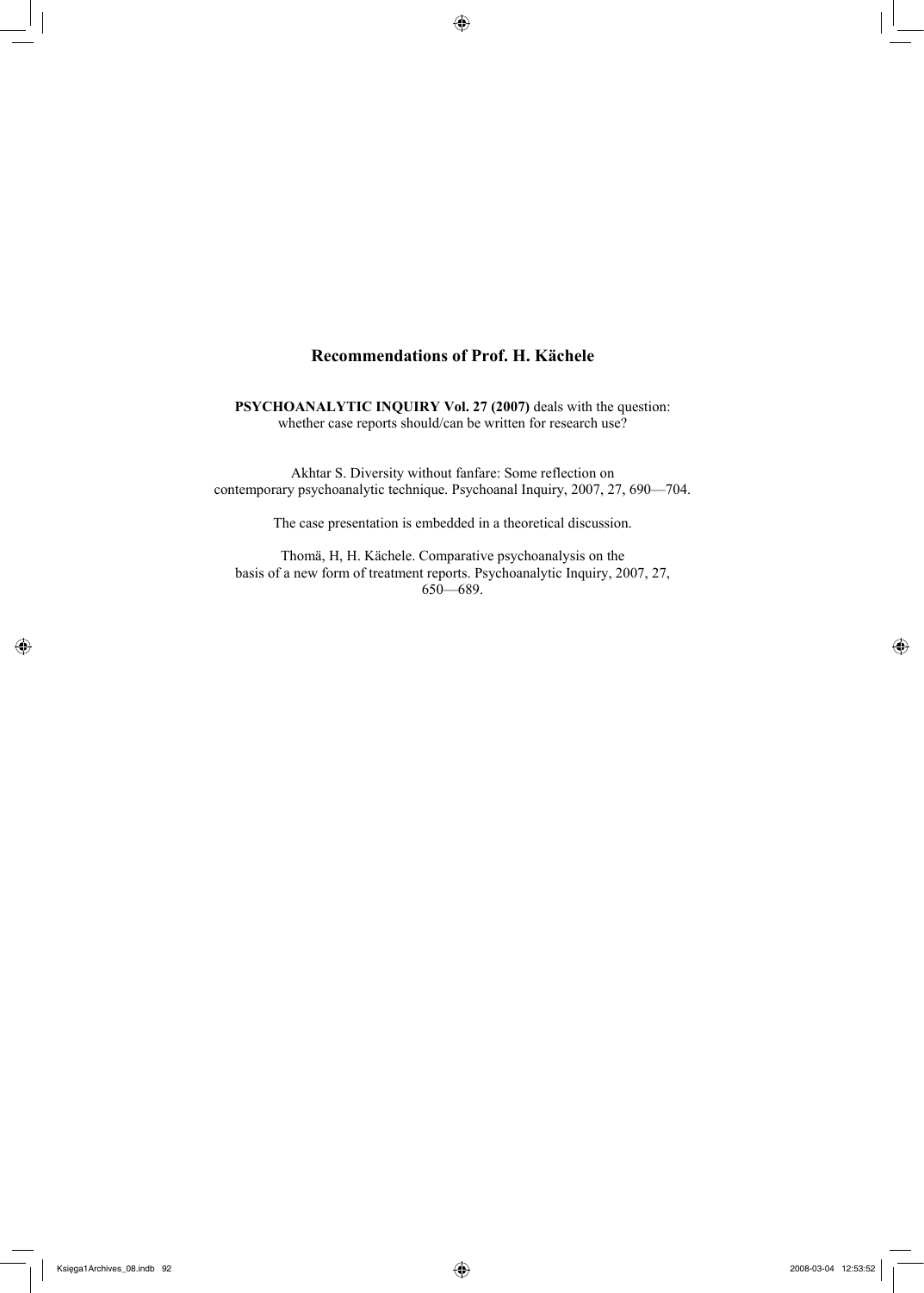## Recommendations of Prof. H. Kächele

**PSYCHOANALYTIC INQUIRY Vol. 27 (2007)** deals with the question: whether case reports should/can be written for research use?

Akhtar S. Diversity without fanfare: Some reflection on contemporary psychoanalytic technique. Psychoanal Inquiry, 2007, 27, 690—704.

The case presentation is embedded in a theoretical discussion.

Thomä, H, H. Kächele. Comparative psychoanalysis on the basis of a new form of treatment reports. Psychoanalytic Inquiry, 2007, 27, 650—689.